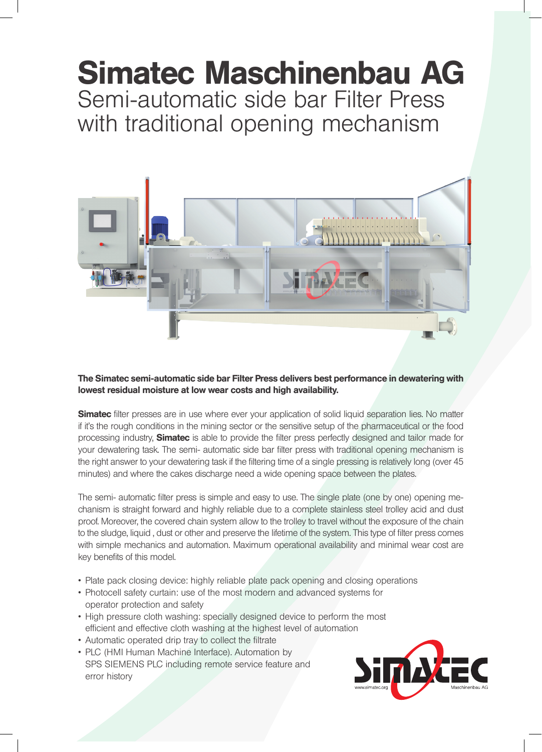# Simatec Maschinenbau AG

## Semi-automatic side bar Filter Press with traditional opening mechanism

**The Simatec semi-automatic side bar Filter Press delivers best performance in dewatering with lowest residual moisture at low wear costs and high availability.**

**Simatec** filter presses are in use where ever your application of solid liquid separation lies. No matter if it's the rough conditions in the mining sector or the sensitive setup of the pharmaceutical or the food processing industry, **Simatec** is able to provide the filter press perfectly designed and tailor made for your dewatering task. The semi- automatic side bar filter press with traditional opening mechanism is the right answer to your dewatering task if the filtering time of a single pressing is relatively long (over 45 minutes) and where the cakes discharge need a wide opening space between the plates.

The semi- automatic filter press is simple and easy to use. The single plate (one by one) opening mechanism is straight forward and highly reliable due to a complete stainless steel trolley acid and dust proof. Moreover, the covered chain system allow to the trolley to travel without the exposure of the chain to the sludge, liquid , dust or other and preserve the lifetime of the system. This type of filter press comes with simple mechanics and automation. Maximum operational availability and minimal wear cost are key benefits of this model.

- Plate pack closing device: highly reliable plate pack opening and closing operations
- Photocell safety curtain: use of the most modern and advanced systems for operator protection and safety
- High pressure cloth washing: specially designed device to perform the most efficient and effective cloth washing at the highest level of automation
- Automatic operated drip tray to collect the filtrate
- PLC (HMI Human Machine Interface). Automation by SPS SIEMENS PLC including remote service feature and error history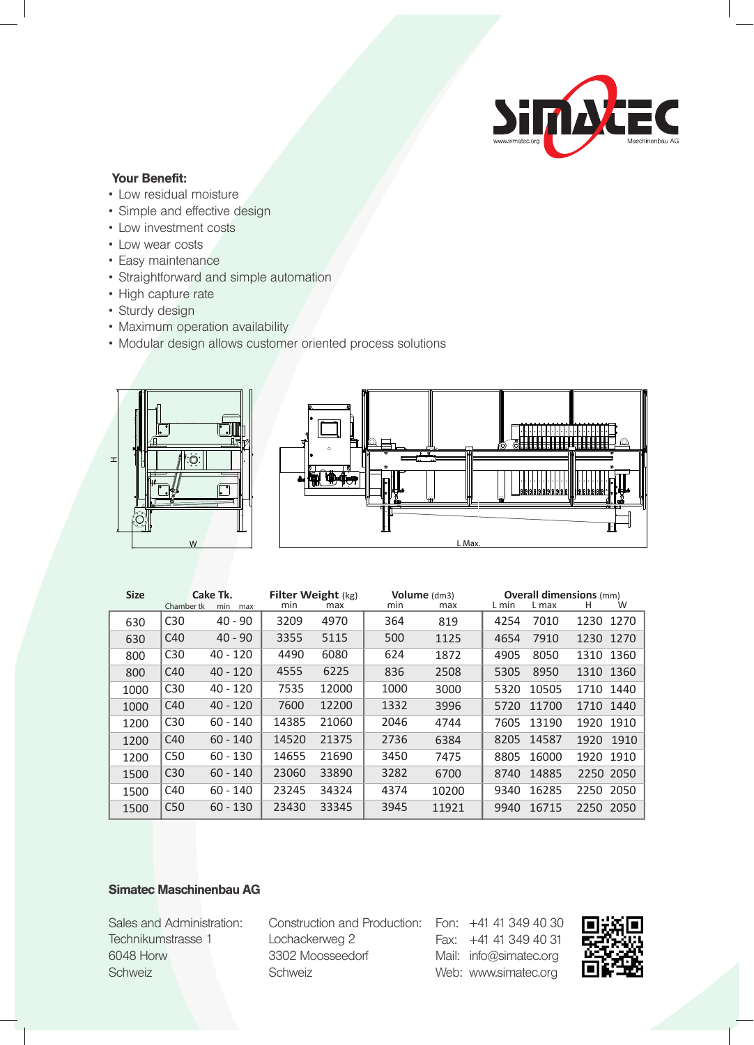**Your Benefit:**

- Low residual moisture
- Simple and effective design
- Low investment costs
- Low wear costs
- Easy maintenance
- Straightforward and simple automation
- High capture rate
- Sturdy design
- Maximum operation availability
- Modular design allows customer oriented process solutions

H

W

L Max.

| Size | Cake Tk. Chamber tk | min max | Filter Weight (kg) min | max | Volume (dm3) min | max | Overall dimensions (mm) L min | L max | H | W |
|---|---|---|---|---|---|---|---|---|---|---|
| 630 | C30 | 40 - 90 | 3209 | 4970 | 364 | 819 | 4254 | 7010 | 1230 | 1270 |
| 630 | C40 | 40 - 90 | 3355 | 5115 | 500 | 1125 | 4654 | 7910 | 1230 | 1270 |
| 800 | C30 | 40 - 120 | 4490 | 6080 | 624 | 1872 | 4905 | 8050 | 1310 | 1360 |
| 800 | C40 | 40 - 120 | 4555 | 6225 | 836 | 2508 | 5305 | 8950 | 1310 | 1360 |
| 1000 | C30 | 40 - 120 | 7535 | 12000 | 1000 | 3000 | 5320 | 10505 | 1710 | 1440 |
| 1000 | C40 | 40 - 120 | 7600 | 12200 | 1332 | 3996 | 5720 | 11700 | 1710 | 1440 |
| 1200 | C30 | 60 - 140 | 14385 | 21060 | 2046 | 4744 | 7605 | 13190 | 1920 | 1910 |
| 1200 | C40 | 60 - 140 | 14520 | 21375 | 2736 | 6384 | 8205 | 14587 | 1920 | 1910 |
| 1200 | C50 | 60 - 130 | 14655 | 21690 | 3450 | 7475 | 8805 | 16000 | 1920 | 1910 |
| 1500 | C30 | 60 - 140 | 23060 | 33890 | 3282 | 6700 | 8740 | 14885 | 2250 | 2050 |
| 1500 | C40 | 60 - 140 | 23245 | 34324 | 4374 | 10200 | 9340 | 16285 | 2250 | 2050 |
| 1500 | C50 | 60 - 130 | 23430 | 33345 | 3945 | 11921 | 9940 | 16715 | 2250 | 2050 |

**Simatec Maschinenbau AG**

Sales and Administration:
Technikumstrasse 1
6048 Horw
Schweiz

Construction and Production:
Lochackerweg 2
3302 Moosseedorf
Schweiz

Fon: +41 41 349 40 30
Fax: +41 41 349 40 31
Mail: info@simatec.org
Web: www.simatec.org